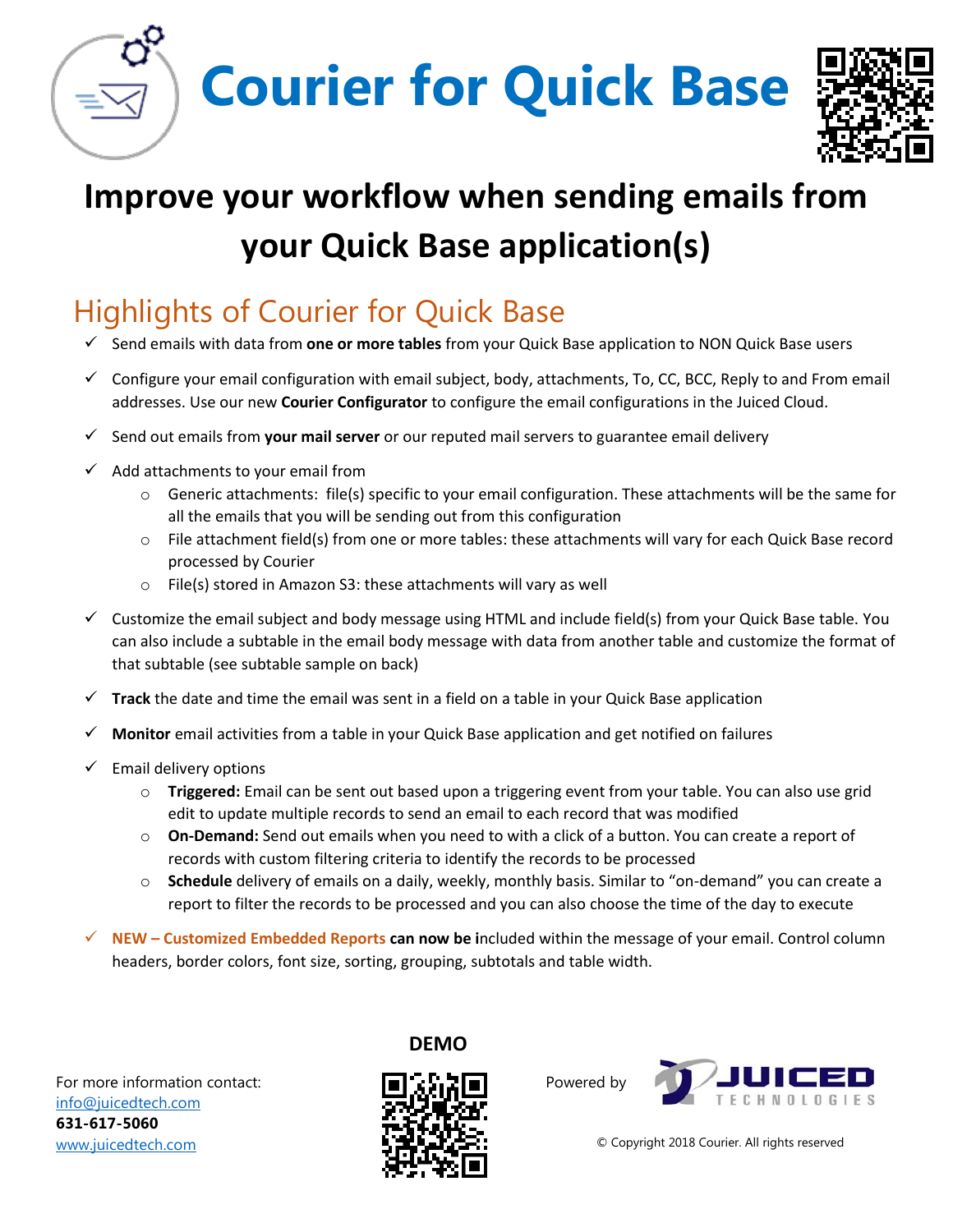# Courier for Quick Base

## Improve your workflow when sending emails from your Quick Base application(s)

## Highlights of Courier for Quick Base

- ✓ Send emails with data from **one or more tables** from your Quick Base application to NON Quick Base users
- ✓ Configure your email configuration with email subject, body, attachments, To, CC, BCC, Reply to and From email addresses. Use our new **Courier Configurator** to configure the email configurations in the Juiced Cloud.
- ✓ Send out emails from **your mail server** or our reputed mail servers to guarantee email delivery
- ✓ Add attachments to your email from
  - Generic attachments: file(s) specific to your email configuration. These attachments will be the same for all the emails that you will be sending out from this configuration
  - File attachment field(s) from one or more tables: these attachments will vary for each Quick Base record processed by Courier
  - File(s) stored in Amazon S3: these attachments will vary as well
- ✓ Customize the email subject and body message using HTML and include field(s) from your Quick Base table. You can also include a subtable in the email body message with data from another table and customize the format of that subtable (see subtable sample on back)
- ✓ **Track** the date and time the email was sent in a field on a table in your Quick Base application
- ✓ **Monitor** email activities from a table in your Quick Base application and get notified on failures
- ✓ Email delivery options
  - **Triggered:** Email can be sent out based upon a triggering event from your table. You can also use grid edit to update multiple records to send an email to each record that was modified
  - **On-Demand:** Send out emails when you need to with a click of a button. You can create a report of records with custom filtering criteria to identify the records to be processed
  - **Schedule** delivery of emails on a daily, weekly, monthly basis. Similar to "on-demand" you can create a report to filter the records to be processed and you can also choose the time of the day to execute
- ✓ **NEW – Customized Embedded Reports can now be i**ncluded within the message of your email. Control column headers, border colors, font size, sorting, grouping, subtotals and table width.

For more information contact:
info@juicedtech.com
**631-617-5060**
www.juicedtech.com

**DEMO**

Powered by JUICED TECHNOLOGIES

© Copyright 2018 Courier. All rights reserved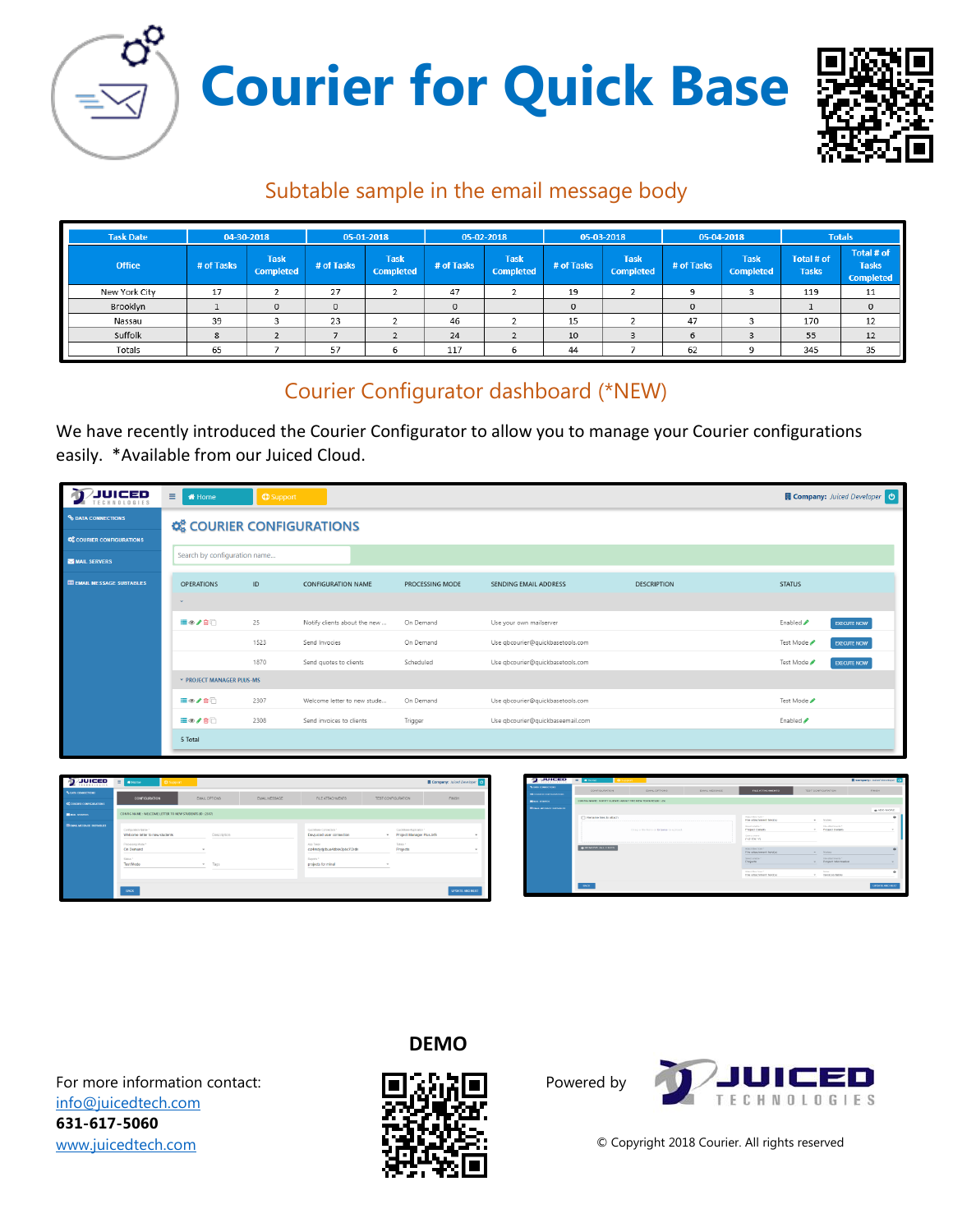# Courier for Quick Base

## Subtable sample in the email message body

| Task Date | 04-30-2018 | | 05-01-2018 | | 05-02-2018 | | 05-03-2018 | | 05-04-2018 | | Totals | |
|---|---|---|---|---|---|---|---|---|---|---|---|---|
| Office | # of Tasks | Task Completed | # of Tasks | Task Completed | # of Tasks | Task Completed | # of Tasks | Task Completed | # of Tasks | Task Completed | Total # of Tasks | Total # of Tasks Completed |
| New York City | 17 | 2 | 27 | 2 | 47 | 2 | 19 | 2 | 9 | 3 | 119 | 11 |
| Brooklyn | 1 | 0 | 0 | | 0 | | 0 | | 0 | | 1 | 0 |
| Nassau | 39 | 3 | 23 | 2 | 46 | 2 | 15 | 2 | 47 | 3 | 170 | 12 |
| Suffolk | 8 | 2 | 7 | 2 | 24 | 2 | 10 | 3 | 6 | 3 | 55 | 12 |
| Totals | 65 | 7 | 57 | 6 | 117 | 6 | 44 | 7 | 62 | 9 | 345 | 35 |

## Courier Configurator dashboard (*NEW)

We have recently introduced the Courier Configurator to allow you to manage your Courier configurations easily. *Available from our Juiced Cloud.

**DEMO**

For more information contact:
[info@juicedtech.com](mailto:info@juicedtech.com)
**631-617-5060**
[www.juicedtech.com](http://www.juicedtech.com)

Powered by JUICED TECHNOLOGIES

© Copyright 2018 Courier. All rights reserved